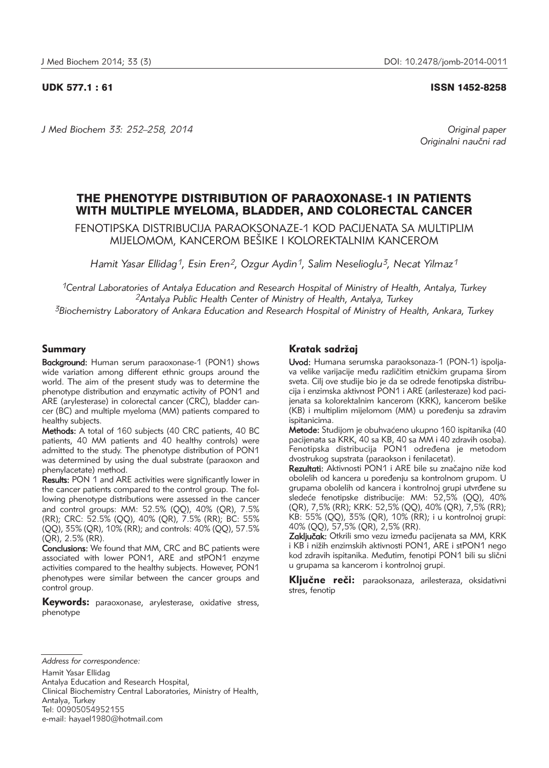UDK 577.1 : 61 ISSN 1452-8258

*J Med Biochem 33: 252–258, 2014*

*Original paper*
*Originalni naučni rad*

# THE PHENOTYPE DISTRIBUTION OF PARAOXONASE-1 IN PATIENTS WITH MULTIPLE MYELOMA, BLADDER, AND COLORECTAL CANCER

FENOTIPSKA DISTRIBUCIJA PARAOKSONAZE-1 KOD PACIJENATA SA MULTIPLIM MIJELOMOM, KANCEROM BEŠIKE I KOLOREKTALNIM KANCEROM

*Hamit Yasar Ellidag[1], Esin Eren[2], Ozgur Aydin[1], Salim Neselioglu[3], Necat Yilmaz[1]*

*[1]Central Laboratories of Antalya Education and Research Hospital of Ministry of Health, Antalya, Turkey*
*[2]Antalya Public Health Center of Ministry of Health, Antalya, Turkey*
*[3]Biochemistry Laboratory of Ankara Education and Research Hospital of Ministry of Health, Ankara, Turkey*

## Summary

**Background:** Human serum paraoxonase-1 (PON1) shows wide variation among different ethnic groups around the world. The aim of the present study was to determine the phenotype distribution and enzymatic activity of PON1 and ARE (arylesterase) in colorectal cancer (CRC), bladder cancer (BC) and multiple myeloma (MM) patients compared to healthy subjects.

**Methods:** A total of 160 subjects (40 CRC patients, 40 BC patients, 40 MM patients and 40 healthy controls) were admitted to the study. The phenotype distribution of PON1 was determined by using the dual substrate (paraoxon and phenylacetate) method.

**Results:** PON 1 and ARE activities were significantly lower in the cancer patients compared to the control group. The following phenotype distributions were assessed in the cancer and control groups: MM: 52.5% (QQ), 40% (QR), 7.5% (RR); CRC: 52.5% (QQ), 40% (QR), 7.5% (RR); BC: 55% (QQ), 35% (QR), 10% (RR); and controls: 40% (QQ), 57.5% (QR), 2.5% (RR).

**Conclusions:** We found that MM, CRC and BC patients were associated with lower PON1, ARE and stPON1 enzyme activities compared to the healthy subjects. However, PON1 phenotypes were similar between the cancer groups and control group.

**Keywords:** paraoxonase, arylesterase, oxidative stress, phenotype

## Kratak sadržaj

**Uvod:** Humana serumska paraoksonaza-1 (PON-1) ispoljava velike varijacije među različitim etničkim grupama širom sveta. Cilj ove studije bio je da se odrede fenotipska distribucija i enzimska aktivnost PON1 i ARE (arilesteraze) kod pacijenata sa kolorektalnim kancerom (KRK), kancerom bešike (KB) i multiplim mijelomom (MM) u poređenju sa zdravim ispitanicima.

**Metode:** Studijom je obuhvaćeno ukupno 160 ispitanika (40 pacijenata sa KRK, 40 sa KB, 40 sa MM i 40 zdravih osoba). Fenotipska distribucija PON1 određena je metodom dvostrukog supstrata (paraokson i fenilacetat).

**Rezultati:** Aktivnosti PON1 i ARE bile su značajno niže kod obolelih od kancera u poređenju sa kontrolnom grupom. U grupama obolelih od kancera i kontrolnoj grupi utvrđene su sledeće fenotipske distribucije: MM: 52,5% (QQ), 40% (QR), 7,5% (RR); KRK: 52,5% (QQ), 40% (QR), 7,5% (RR); KB: 55% (QQ), 35% (QR), 10% (RR); i u kontrolnoj grupi: 40% (QQ), 57,5% (QR), 2,5% (RR).

**Zaključak:** Otkrili smo vezu između pacijenata sa MM, KRK i KB i nižih enzimskih aktivnosti PON1, ARE i stPON1 nego kod zdravih ispitanika. Međutim, fenotipi PON1 bili su slični u grupama sa kancerom i kontrolnoj grupi.

**Ključne reči:** paraoksonaza, arilesteraza, oksidativni stres, fenotip

*Address for correspondence:*

Hamit Yasar Ellidag
Antalya Education and Research Hospital,
Clinical Biochemistry Central Laboratories, Ministry of Health,
Antalya, Turkey
Tel: 00905054952155
e-mail: hayael1980@hotmail.com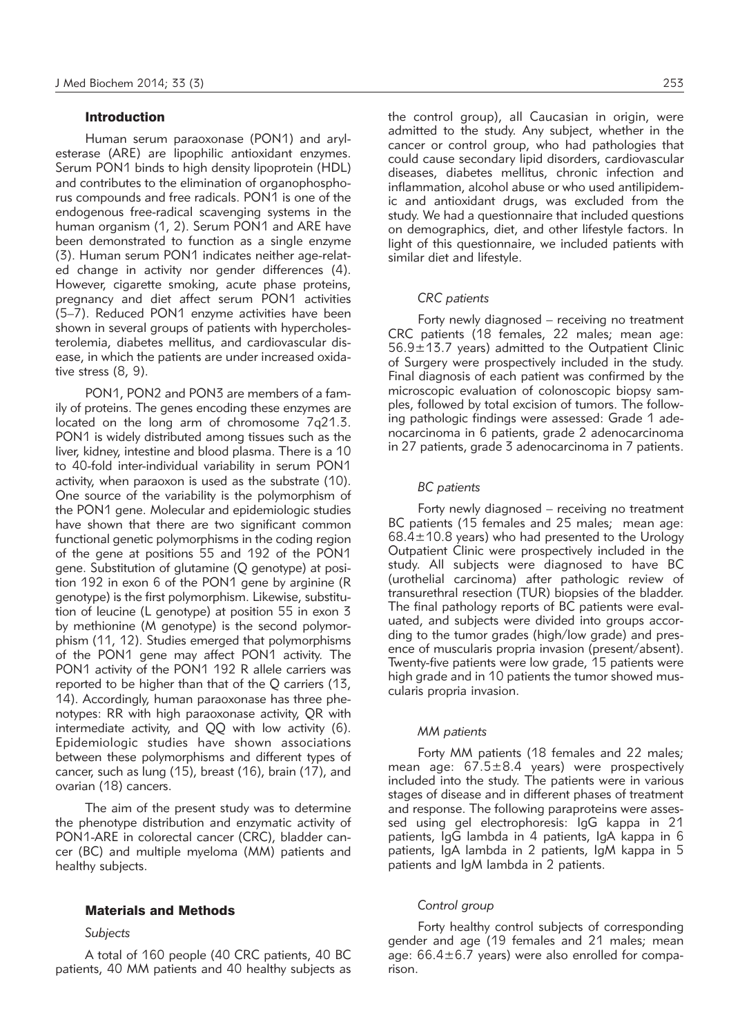## Introduction

Human serum paraoxonase (PON1) and arylesterase (ARE) are lipophilic antioxidant enzymes. Serum PON1 binds to high density lipoprotein (HDL) and contributes to the elimination of organophosphorus compounds and free radicals. PON1 is one of the endogenous free-radical scavenging systems in the human organism (1, 2). Serum PON1 and ARE have been demonstrated to function as a single enzyme (3). Human serum PON1 indicates neither age-related change in activity nor gender differences (4). However, cigarette smoking, acute phase proteins, pregnancy and diet affect serum PON1 activities (5–7). Reduced PON1 enzyme activities have been shown in several groups of patients with hypercholesterolemia, diabetes mellitus, and cardiovascular disease, in which the patients are under increased oxidative stress (8, 9).

PON1, PON2 and PON3 are members of a family of proteins. The genes encoding these enzymes are located on the long arm of chromosome 7q21.3. PON1 is widely distributed among tissues such as the liver, kidney, intestine and blood plasma. There is a 10 to 40-fold inter-individual variability in serum PON1 activity, when paraoxon is used as the substrate (10). One source of the variability is the polymorphism of the PON1 gene. Molecular and epidemiologic studies have shown that there are two significant common functional genetic polymorphisms in the coding region of the gene at positions 55 and 192 of the PON1 gene. Substitution of glutamine (Q genotype) at position 192 in exon 6 of the PON1 gene by arginine (R genotype) is the first polymorphism. Likewise, substitution of leucine (L genotype) at position 55 in exon 3 by methionine (M genotype) is the second polymorphism (11, 12). Studies emerged that polymorphisms of the PON1 gene may affect PON1 activity. The PON1 activity of the PON1 192 R allele carriers was reported to be higher than that of the Q carriers (13, 14). Accordingly, human paraoxonase has three phenotypes: RR with high paraoxonase activity, QR with intermediate activity, and QQ with low activity (6). Epidemiologic studies have shown associations between these polymorphisms and different types of cancer, such as lung (15), breast (16), brain (17), and ovarian (18) cancers.

The aim of the present study was to determine the phenotype distribution and enzymatic activity of PON1-ARE in colorectal cancer (CRC), bladder cancer (BC) and multiple myeloma (MM) patients and healthy subjects.

## Materials and Methods

### *Subjects*

A total of 160 people (40 CRC patients, 40 BC patients, 40 MM patients and 40 healthy subjects as the control group), all Caucasian in origin, were admitted to the study. Any subject, whether in the cancer or control group, who had pathologies that could cause secondary lipid disorders, cardiovascular diseases, diabetes mellitus, chronic infection and inflammation, alcohol abuse or who used antilipidemic and antioxidant drugs, was excluded from the study. We had a questionnaire that included questions on demographics, diet, and other lifestyle factors. In light of this questionnaire, we included patients with similar diet and lifestyle.

### *CRC patients*

Forty newly diagnosed – receiving no treatment CRC patients (18 females, 22 males; mean age: 56.9±13.7 years) admitted to the Outpatient Clinic of Surgery were prospectively included in the study. Final diagnosis of each patient was confirmed by the microscopic evaluation of colonoscopic biopsy samples, followed by total excision of tumors. The following pathologic findings were assessed: Grade 1 adenocarcinoma in 6 patients, grade 2 adenocarcinoma in 27 patients, grade 3 adenocarcinoma in 7 patients.

### *BC patients*

Forty newly diagnosed – receiving no treatment BC patients (15 females and 25 males; mean age: 68.4±10.8 years) who had presented to the Urology Outpatient Clinic were prospectively included in the study. All subjects were diagnosed to have BC (urothelial carcinoma) after pathologic review of transurethral resection (TUR) biopsies of the bladder. The final pathology reports of BC patients were evaluated, and subjects were divided into groups according to the tumor grades (high/low grade) and presence of muscularis propria invasion (present/absent). Twenty-five patients were low grade, 15 patients were high grade and in 10 patients the tumor showed muscularis propria invasion.

### *MM patients*

Forty MM patients (18 females and 22 males; mean age: 67.5±8.4 years) were prospectively included into the study. The patients were in various stages of disease and in different phases of treatment and response. The following paraproteins were assessed using gel electrophoresis: IgG kappa in 21 patients, IgG lambda in 4 patients, IgA kappa in 6 patients, IgA lambda in 2 patients, IgM kappa in 5 patients and IgM lambda in 2 patients.

### *Control group*

Forty healthy control subjects of corresponding gender and age (19 females and 21 males; mean age: 66.4±6.7 years) were also enrolled for comparison.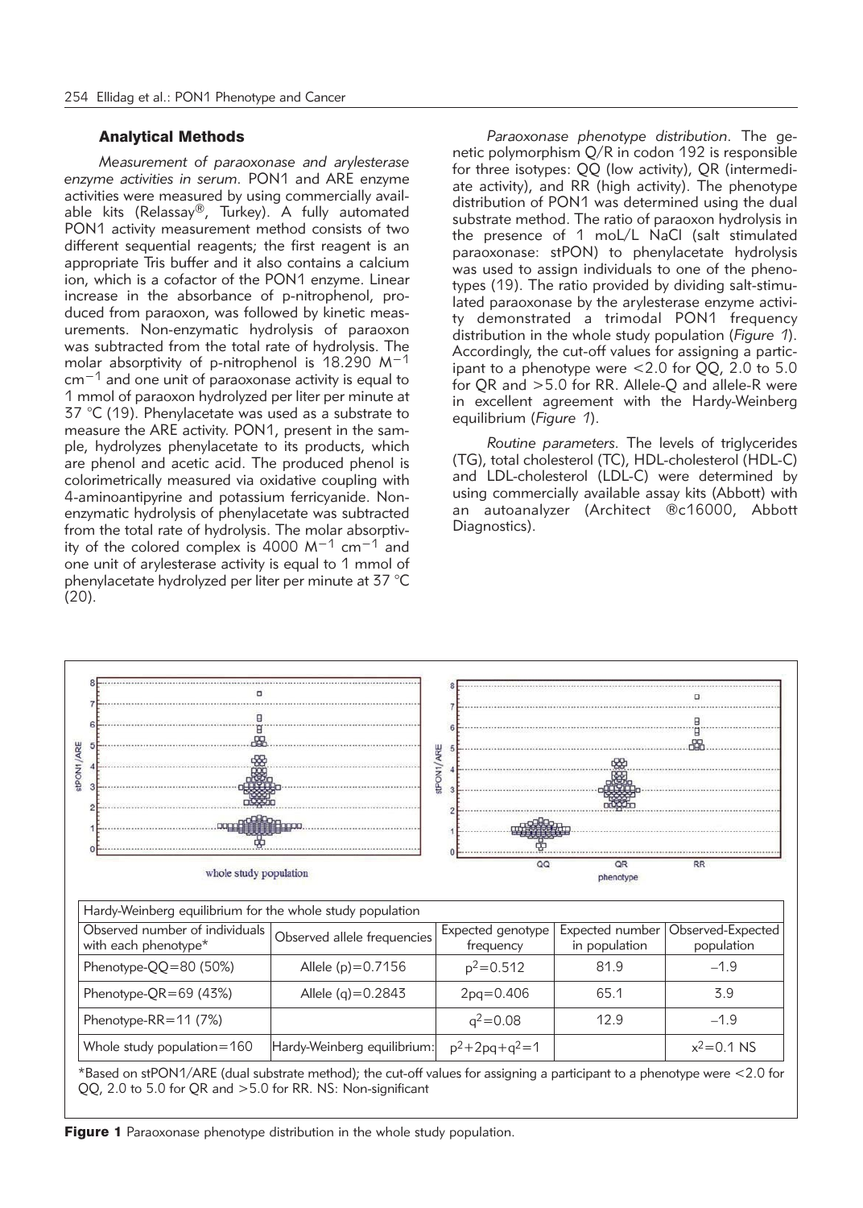### Analytical Methods

*Measurement of paraoxonase and arylesterase enzyme activities in serum.* PON1 and ARE enzyme activities were measured by using commercially available kits (Relassay®, Turkey). A fully automated PON1 activity measurement method consists of two different sequential reagents; the first reagent is an appropriate Tris buffer and it also contains a calcium ion, which is a cofactor of the PON1 enzyme. Linear increase in the absorbance of p-nitrophenol, produced from paraoxon, was followed by kinetic measurements. Non-enzymatic hydrolysis of paraoxon was subtracted from the total rate of hydrolysis. The molar absorptivity of p-nitrophenol is 18.290 $M^{-1}$ $cm^{-1}$ and one unit of paraoxonase activity is equal to 1 mmol of paraoxon hydrolyzed per liter per minute at 37 °C (19). Phenylacetate was used as a substrate to measure the ARE activity. PON1, present in the sample, hydrolyzes phenylacetate to its products, which are phenol and acetic acid. The produced phenol is colorimetrically measured via oxidative coupling with 4-aminoantipyrine and potassium ferricyanide. Non-enzymatic hydrolysis of phenylacetate was subtracted from the total rate of hydrolysis. The molar absorptivity of the colored complex is 4000 $M^{-1}$ $cm^{-1}$ and one unit of arylesterase activity is equal to 1 mmol of phenylacetate hydrolyzed per liter per minute at 37 °C (20).

*Paraoxonase phenotype distribution.* The genetic polymorphism Q/R in codon 192 is responsible for three isotypes: QQ (low activity), QR (intermediate activity), and RR (high activity). The phenotype distribution of PON1 was determined using the dual substrate method. The ratio of paraoxon hydrolysis in the presence of 1 moL/L NaCl (salt stimulated paraoxonase: stPON) to phenylacetate hydrolysis was used to assign individuals to one of the phenotypes (19). The ratio provided by dividing salt-stimulated paraoxonase by the arylesterase enzyme activity demonstrated a trimodal PON1 frequency distribution in the whole study population (*Figure 1*). Accordingly, the cut-off values for assigning a participant to a phenotype were <2.0 for QQ, 2.0 to 5.0 for QR and >5.0 for RR. Allele-Q and allele-R were in excellent agreement with the Hardy-Weinberg equilibrium (*Figure 1*).

*Routine parameters.* The levels of triglycerides (TG), total cholesterol (TC), HDL-cholesterol (HDL-C) and LDL-cholesterol (LDL-C) were determined by using commercially available assay kits (Abbott) with an autoanalyzer (Architect ®c16000, Abbott Diagnostics).

| Hardy-Weinberg equilibrium for the whole study population | | | | |
|---|---|---|---|---|
| Observed number of individuals with each phenotype* | Observed allele frequencies | Expected genotype frequency | Expected number in population | Observed-Expected population |
| Phenotype-QQ=80 (50%) | Allele (p)=0.7156 | $p^2$=0.512 | 81.9 | –1.9 |
| Phenotype-QR=69 (43%) | Allele (q)=0.2843 | 2pq=0.406 | 65.1 | 3.9 |
| Phenotype-RR=11 (7%) | | $q^2$=0.08 | 12.9 | –1.9 |
| Whole study population=160 | Hardy-Weinberg equilibrium: | $p^2+2pq+q^2=1$ | | $x^2$=0.1 NS |

*Based on stPON1/ARE (dual substrate method); the cut-off values for assigning a participant to a phenotype were <2.0 for QQ, 2.0 to 5.0 for QR and >5.0 for RR. NS: Non-significant

**Figure 1** Paraoxonase phenotype distribution in the whole study population.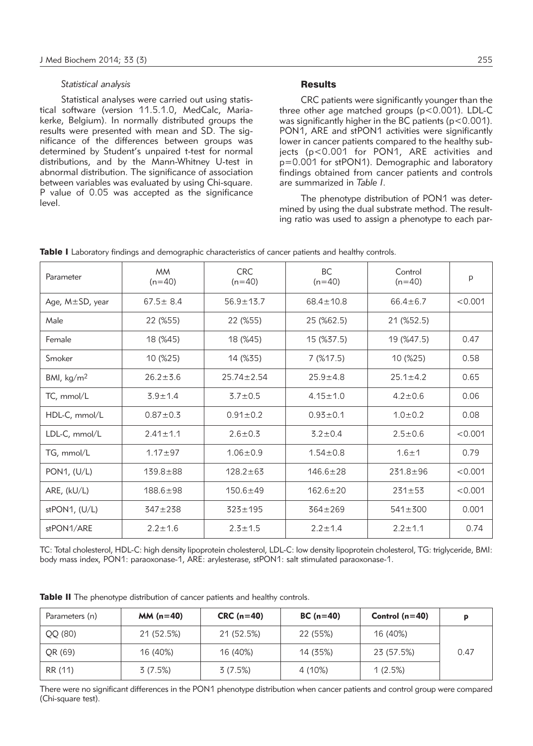*Statistical analysis*

Statistical analyses were carried out using statistical software (version 11.5.1.0, MedCalc, Mariakerke, Belgium). In normally distributed groups the results were presented with mean and SD. The significance of the differences between groups was determined by Student's unpaired t-test for normal distributions, and by the Mann-Whitney U-test in abnormal distribution. The significance of association between variables was evaluated by using Chi-square. P value of 0.05 was accepted as the significance level.

## Results

CRC patients were significantly younger than the three other age matched groups ($p<0.001$). LDL-C was significantly higher in the BC patients ($p<0.001$). PON1, ARE and stPON1 activities were significantly lower in cancer patients compared to the healthy subjects ($p<0.001$ for PON1, ARE activities and $p=0.001$ for stPON1). Demographic and laboratory findings obtained from cancer patients and controls are summarized in *Table I*.

The phenotype distribution of PON1 was determined by using the dual substrate method. The resulting ratio was used to assign a phenotype to each par-

**Table I** Laboratory findings and demographic characteristics of cancer patients and healthy controls.

| Parameter | MM (n=40) | CRC (n=40) | BC (n=40) | Control (n=40) | p |
|---|---|---|---|---|---|
| Age, M±SD, year | 67.5± 8.4 | 56.9±13.7 | 68.4±10.8 | 66.4±6.7 | <0.001 |
| Male | 22 (%55) | 22 (%55) | 25 (%62.5) | 21 (%52.5) | |
| Female | 18 (%45) | 18 (%45) | 15 (%37.5) | 19 (%47.5) | 0.47 |
| Smoker | 10 (%25) | 14 (%35) | 7 (%17.5) | 10 (%25) | 0.58 |
| BMI, kg/m$^2$ | 26.2±3.6 | 25.74±2.54 | 25.9±4.8 | 25.1±4.2 | 0.65 |
| TC, mmol/L | 3.9±1.4 | 3.7±0.5 | 4.15±1.0 | 4.2±0.6 | 0.06 |
| HDL-C, mmol/L | 0.87±0.3 | 0.91±0.2 | 0.93±0.1 | 1.0±0.2 | 0.08 |
| LDL-C, mmol/L | 2.41±1.1 | 2.6±0.3 | 3.2±0.4 | 2.5±0.6 | <0.001 |
| TG, mmol/L | 1.17±97 | 1.06±0.9 | 1.54±0.8 | 1.6±1 | 0.79 |
| PON1, (U/L) | 139.8±88 | 128.2±63 | 146.6±28 | 231.8±96 | <0.001 |
| ARE, (kU/L) | 188.6±98 | 150.6±49 | 162.6±20 | 231±53 | <0.001 |
| stPON1, (U/L) | 347±238 | 323±195 | 364±269 | 541±300 | 0.001 |
| stPON1/ARE | 2.2±1.6 | 2.3±1.5 | 2.2±1.4 | 2.2±1.1 | 0.74 |

TC: Total cholesterol, HDL-C: high density lipoprotein cholesterol, LDL-C: low density lipoprotein cholesterol, TG: triglyceride, BMI: body mass index, PON1: paraoxonase-1, ARE: arylesterase, stPON1: salt stimulated paraoxonase-1.

**Table II** The phenotype distribution of cancer patients and healthy controls.

| Parameters (n) | **MM (n=40)** | **CRC (n=40)** | **BC (n=40)** | **Control (n=40)** | **p** |
|---|---|---|---|---|---|
| QQ (80) | 21 (52.5%) | 21 (52.5%) | 22 (55%) | 16 (40%) | |
| QR (69) | 16 (40%) | 16 (40%) | 14 (35%) | 23 (57.5%) | 0.47 |
| RR (11) | 3 (7.5%) | 3 (7.5%) | 4 (10%) | 1 (2.5%) | |

There were no significant differences in the PON1 phenotype distribution when cancer patients and control group were compared (Chi-square test).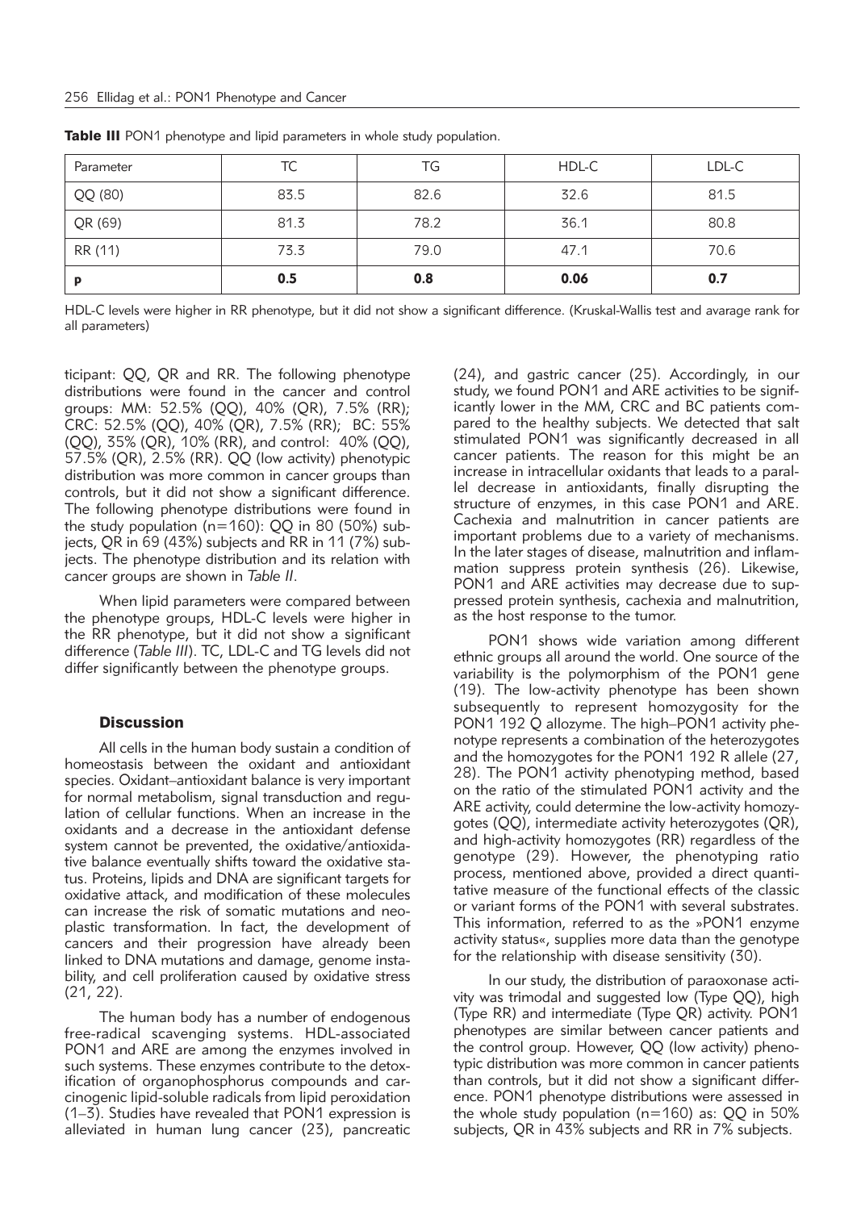**Table III** PON1 phenotype and lipid parameters in whole study population.

| Parameter | TC | TG | HDL-C | LDL-C |
|---|---|---|---|---|
| QQ (80) | 83.5 | 82.6 | 32.6 | 81.5 |
| QR (69) | 81.3 | 78.2 | 36.1 | 80.8 |
| RR (11) | 73.3 | 79.0 | 47.1 | 70.6 |
| **p** | **0.5** | **0.8** | **0.06** | **0.7** |

HDL-C levels were higher in RR phenotype, but it did not show a significant difference. (Kruskal-Wallis test and avarage rank for all parameters)

ticipant: QQ, QR and RR. The following phenotype distributions were found in the cancer and control groups: MM: 52.5% (QQ), 40% (QR), 7.5% (RR); CRC: 52.5% (QQ), 40% (QR), 7.5% (RR); BC: 55% (QQ), 35% (QR), 10% (RR), and control: 40% (QQ), 57.5% (QR), 2.5% (RR). QQ (low activity) phenotypic distribution was more common in cancer groups than controls, but it did not show a significant difference. The following phenotype distributions were found in the study population (n=160): QQ in 80 (50%) subjects, QR in 69 (43%) subjects and RR in 11 (7%) subjects. The phenotype distribution and its relation with cancer groups are shown in *Table II*.

When lipid parameters were compared between the phenotype groups, HDL-C levels were higher in the RR phenotype, but it did not show a significant difference (*Table III*). TC, LDL-C and TG levels did not differ significantly between the phenotype groups.

## Discussion

All cells in the human body sustain a condition of homeostasis between the oxidant and antioxidant species. Oxidant–antioxidant balance is very important for normal metabolism, signal transduction and regulation of cellular functions. When an increase in the oxidants and a decrease in the antioxidant defense system cannot be prevented, the oxidative/antioxidative balance eventually shifts toward the oxidative status. Proteins, lipids and DNA are significant targets for oxidative attack, and modification of these molecules can increase the risk of somatic mutations and neoplastic transformation. In fact, the development of cancers and their progression have already been linked to DNA mutations and damage, genome instability, and cell proliferation caused by oxidative stress (21, 22).

The human body has a number of endogenous free-radical scavenging systems. HDL-associated PON1 and ARE are among the enzymes involved in such systems. These enzymes contribute to the detoxification of organophosphorus compounds and carcinogenic lipid-soluble radicals from lipid peroxidation (1–3). Studies have revealed that PON1 expression is alleviated in human lung cancer (23), pancreatic (24), and gastric cancer (25). Accordingly, in our study, we found PON1 and ARE activities to be significantly lower in the MM, CRC and BC patients compared to the healthy subjects. We detected that salt stimulated PON1 was significantly decreased in all cancer patients. The reason for this might be an increase in intracellular oxidants that leads to a parallel decrease in antioxidants, finally disrupting the structure of enzymes, in this case PON1 and ARE. Cachexia and malnutrition in cancer patients are important problems due to a variety of mechanisms. In the later stages of disease, malnutrition and inflammation suppress protein synthesis (26). Likewise, PON1 and ARE activities may decrease due to suppressed protein synthesis, cachexia and malnutrition, as the host response to the tumor.

PON1 shows wide variation among different ethnic groups all around the world. One source of the variability is the polymorphism of the PON1 gene (19). The low-activity phenotype has been shown subsequently to represent homozygosity for the PON1 192 Q allozyme. The high–PON1 activity phenotype represents a combination of the heterozygotes and the homozygotes for the PON1 192 R allele (27, 28). The PON1 activity phenotyping method, based on the ratio of the stimulated PON1 activity and the ARE activity, could determine the low-activity homozygotes (QQ), intermediate activity heterozygotes (QR), and high-activity homozygotes (RR) regardless of the genotype (29). However, the phenotyping ratio process, mentioned above, provided a direct quantitative measure of the functional effects of the classic or variant forms of the PON1 with several substrates. This information, referred to as the »PON1 enzyme activity status«, supplies more data than the genotype for the relationship with disease sensitivity (30).

In our study, the distribution of paraoxonase activity was trimodal and suggested low (Type QQ), high (Type RR) and intermediate (Type QR) activity. PON1 phenotypes are similar between cancer patients and the control group. However, QQ (low activity) phenotypic distribution was more common in cancer patients than controls, but it did not show a significant difference. PON1 phenotype distributions were assessed in the whole study population (n=160) as: QQ in 50% subjects, QR in 43% subjects and RR in 7% subjects.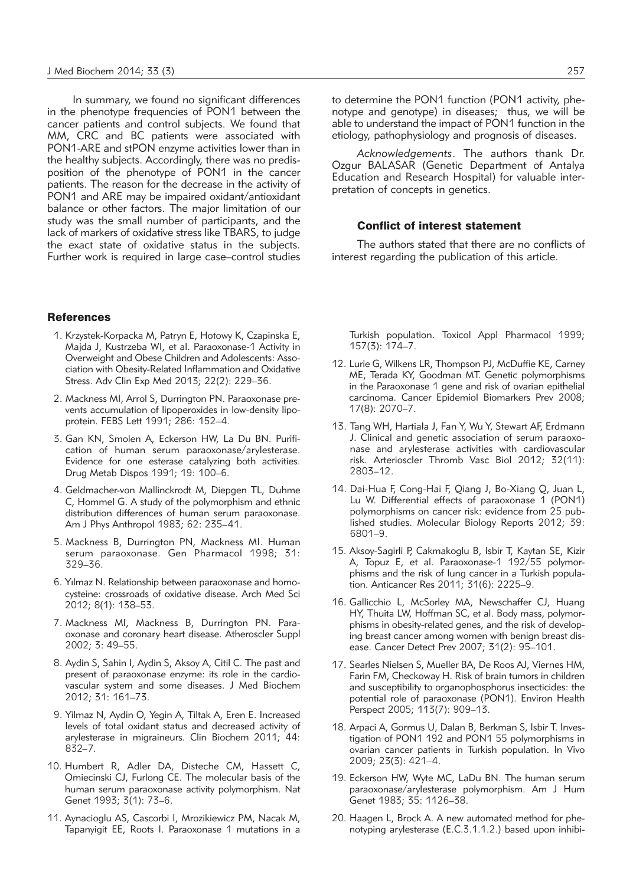In summary, we found no significant differences in the phenotype frequencies of PON1 between the cancer patients and control subjects. We found that MM, CRC and BC patients were associated with PON1-ARE and stPON enzyme activities lower than in the healthy subjects. Accordingly, there was no predisposition of the phenotype of PON1 in the cancer patients. The reason for the decrease in the activity of PON1 and ARE may be impaired oxidant/antioxidant balance or other factors. The major limitation of our study was the small number of participants, and the lack of markers of oxidative stress like TBARS, to judge the exact state of oxidative status in the subjects. Further work is required in large case–control studies to determine the PON1 function (PON1 activity, phenotype and genotype) in diseases; thus, we will be able to understand the impact of PON1 function in the etiology, pathophysiology and prognosis of diseases.

*Acknowledgements*. The authors thank Dr. Ozgur BALASAR (Genetic Department of Antalya Education and Research Hospital) for valuable interpretation of concepts in genetics.

### Conflict of interest statement

The authors stated that there are no conflicts of interest regarding the publication of this article.

## References

1. Krzystek-Korpacka M, Patryn E, Hotowy K, Czapinska E, Majda J, Kustrzeba WI, et al. Paraoxonase-1 Activity in Overweight and Obese Children and Adolescents: Association with Obesity-Related Inflammation and Oxidative Stress. Adv Clin Exp Med 2013; 22(2): 229–36.
2. Mackness MI, Arrol S, Durrington PN. Paraoxonase prevents accumulation of lipoperoxides in low-density lipoprotein. FEBS Lett 1991; 286: 152–4.
3. Gan KN, Smolen A, Eckerson HW, La Du BN. Purification of human serum paraoxonase/arylesterase. Evidence for one esterase catalyzing both activities. Drug Metab Dispos 1991; 19: 100–6.
4. Geldmacher-von Mallinckrodt M, Diepgen TL, Duhme C, Hommel G. A study of the polymorphism and ethnic distribution differences of human serum paraoxonase. Am J Phys Anthropol 1983; 62: 235–41.
5. Mackness B, Durrington PN, Mackness MI. Human serum paraoxonase. Gen Pharmacol 1998; 31: 329–36.
6. Yılmaz N. Relationship between paraoxonase and homocysteine: crossroads of oxidative disease. Arch Med Sci 2012; 8(1): 138–53.
7. Mackness MI, Mackness B, Durrington PN. Paraoxonase and coronary heart disease. Atheroscler Suppl 2002; 3: 49–55.
8. Aydin S, Sahin I, Aydin S, Aksoy A, Citil C. The past and present of paraoxonase enzyme: its role in the cardiovascular system and some diseases. J Med Biochem 2012; 31: 161–73.
9. Yilmaz N, Aydin O, Yegin A, Tiltak A, Eren E. Increased levels of total oxidant status and decreased activity of arylesterase in migraineurs. Clin Biochem 2011; 44: 832–7.
10. Humbert R, Adler DA, Disteche CM, Hassett C, Omiecinski CJ, Furlong CE. The molecular basis of the human serum paraoxonase activity polymorphism. Nat Genet 1993; 3(1): 73–6.
11. Aynacioglu AS, Cascorbi I, Mrozikiewicz PM, Nacak M, Tapanyigit EE, Roots I. Paraoxonase 1 mutations in a Turkish population. Toxicol Appl Pharmacol 1999; 157(3): 174–7.
12. Lurie G, Wilkens LR, Thompson PJ, McDuffie KE, Carney ME, Terada KY, Goodman MT. Genetic polymorphisms in the Paraoxonase 1 gene and risk of ovarian epithelial carcinoma. Cancer Epidemiol Biomarkers Prev 2008; 17(8): 2070–7.
13. Tang WH, Hartiala J, Fan Y, Wu Y, Stewart AF, Erdmann J. Clinical and genetic association of serum paraoxonase and arylesterase activities with cardiovascular risk. Arterioscler Thromb Vasc Biol 2012; 32(11): 2803–12.
14. Dai-Hua F, Cong-Hai F, Qiang J, Bo-Xiang Q, Juan L, Lu W. Differential effects of paraoxonase 1 (PON1) polymorphisms on cancer risk: evidence from 25 published studies. Molecular Biology Reports 2012; 39: 6801–9.
15. Aksoy-Sagirli P, Cakmakoglu B, Isbir T, Kaytan SE, Kizir A, Topuz E, et al. Paraoxonase-1 192/55 polymorphisms and the risk of lung cancer in a Turkish population. Anticancer Res 2011; 31(6): 2225–9.
16. Gallicchio L, McSorley MA, Newschaffer CJ, Huang HY, Thuita LW, Hoffman SC, et al. Body mass, polymorphisms in obesity-related genes, and the risk of developing breast cancer among women with benign breast disease. Cancer Detect Prev 2007; 31(2): 95–101.
17. Searles Nielsen S, Mueller BA, De Roos AJ, Viernes HM, Farin FM, Checkoway H. Risk of brain tumors in children and susceptibility to organophosphorus insecticides: the potential role of paraoxonase (PON1). Environ Health Perspect 2005; 113(7): 909–13.
18. Arpaci A, Gormus U, Dalan B, Berkman S, Isbir T. Investigation of PON1 192 and PON1 55 polymorphisms in ovarian cancer patients in Turkish population. In Vivo 2009; 23(3): 421–4.
19. Eckerson HW, Wyte MC, LaDu BN. The human serum paraoxonase/arylesterase polymorphism. Am J Hum Genet 1983; 35: 1126–38.
20. Haagen L, Brock A. A new automated method for phenotyping arylesterase (E.C.3.1.1.2.) based upon inhibi-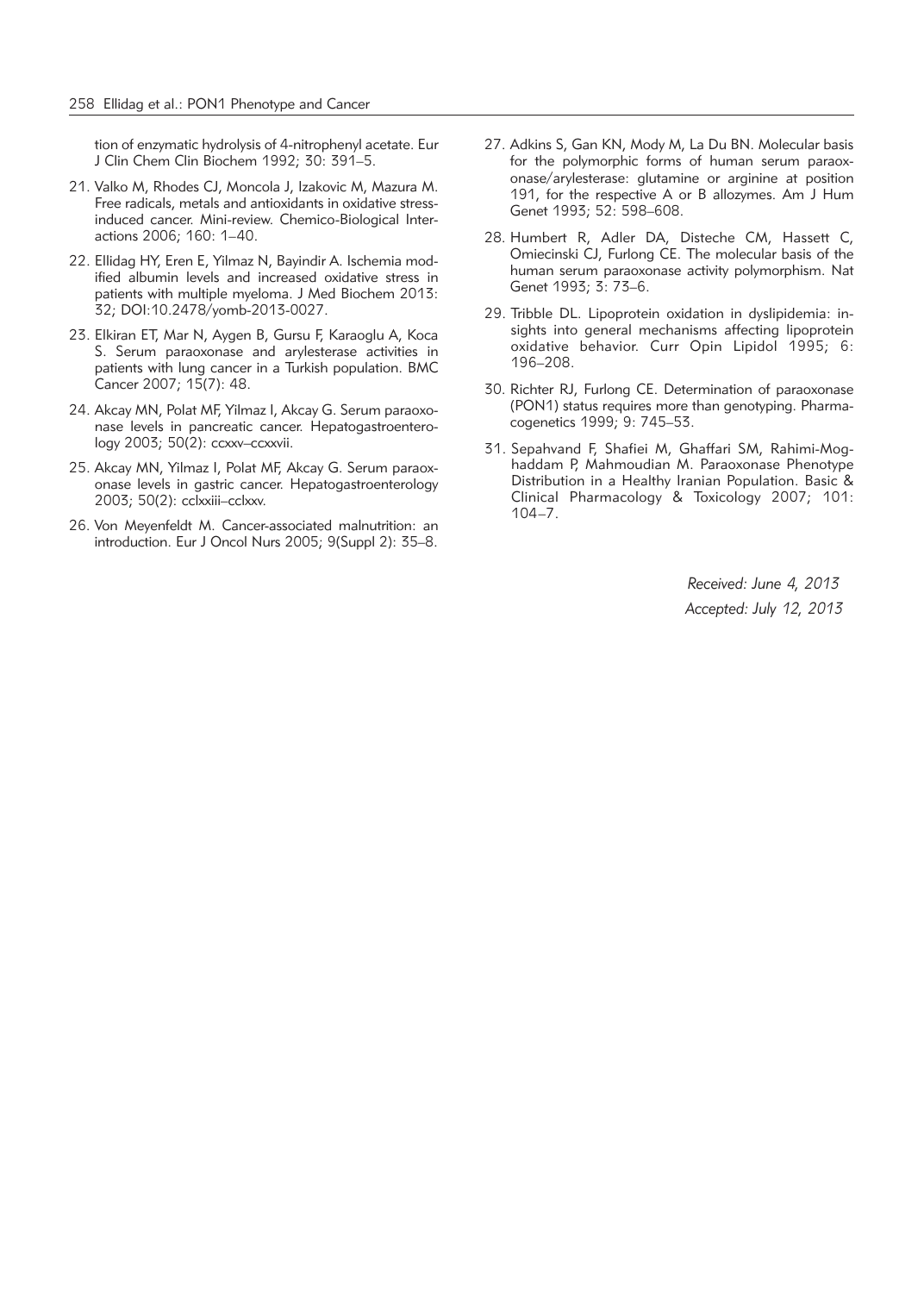tion of enzymatic hydrolysis of 4-nitrophenyl acetate. Eur J Clin Chem Clin Biochem 1992; 30: 391–5.

21. Valko M, Rhodes CJ, Moncola J, Izakovic M, Mazura M. Free radicals, metals and antioxidants in oxidative stress-induced cancer. Mini-review. Chemico-Biological Interactions 2006; 160: 1–40.

22. Ellidag HY, Eren E, Yilmaz N, Bayindir A. Ischemia modified albumin levels and increased oxidative stress in patients with multiple myeloma. J Med Biochem 2013: 32; DOI:10.2478/yomb-2013-0027.

23. Elkiran ET, Mar N, Aygen B, Gursu F, Karaoglu A, Koca S. Serum paraoxonase and arylesterase activities in patients with lung cancer in a Turkish population. BMC Cancer 2007; 15(7): 48.

24. Akcay MN, Polat MF, Yilmaz I, Akcay G. Serum paraoxonase levels in pancreatic cancer. Hepatogastroenterology 2003; 50(2): ccxxv–ccxxvii.

25. Akcay MN, Yilmaz I, Polat MF, Akcay G. Serum paraoxonase levels in gastric cancer. Hepatogastroenterology 2003; 50(2): cclxxiii–cclxxv.

26. Von Meyenfeldt M. Cancer-associated malnutrition: an introduction. Eur J Oncol Nurs 2005; 9(Suppl 2): 35–8.

27. Adkins S, Gan KN, Mody M, La Du BN. Molecular basis for the polymorphic forms of human serum paraoxonase/arylesterase: glutamine or arginine at position 191, for the respective A or B allozymes. Am J Hum Genet 1993; 52: 598–608.

28. Humbert R, Adler DA, Disteche CM, Hassett C, Omiecinski CJ, Furlong CE. The molecular basis of the human serum paraoxonase activity polymorphism. Nat Genet 1993; 3: 73–6.

29. Tribble DL. Lipoprotein oxidation in dyslipidemia: insights into general mechanisms affecting lipoprotein oxidative behavior. Curr Opin Lipidol 1995; 6: 196–208.

30. Richter RJ, Furlong CE. Determination of paraoxonase (PON1) status requires more than genotyping. Pharmacogenetics 1999; 9: 745–53.

31. Sepahvand F, Shafiei M, Ghaffari SM, Rahimi-Moghaddam P, Mahmoudian M. Paraoxonase Phenotype Distribution in a Healthy Iranian Population. Basic & Clinical Pharmacology & Toxicology 2007; 101: 104–7.

*Received: June 4, 2013*

*Accepted: July 12, 2013*